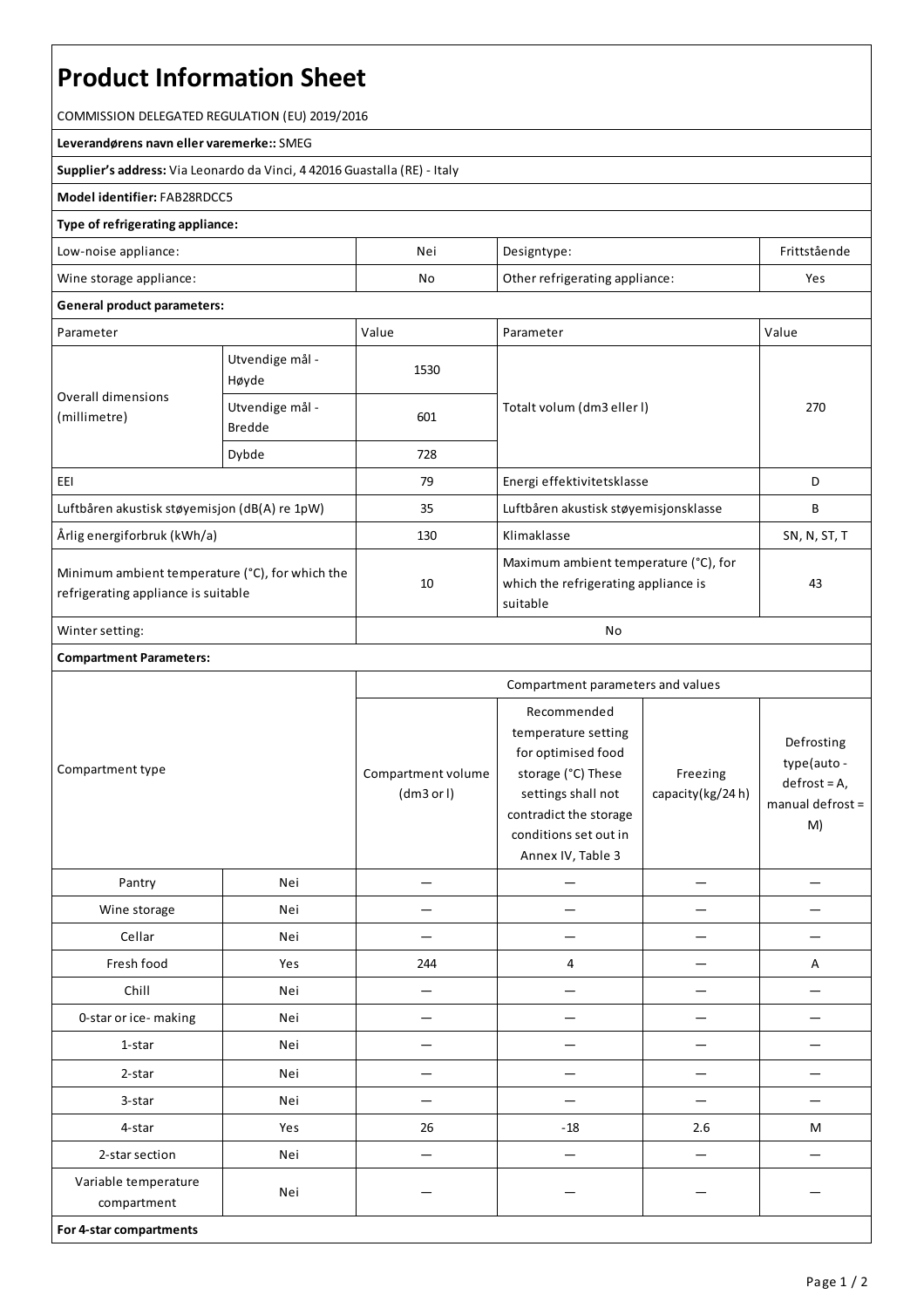# Product Information Sheet

COMMISSION DELEGATED REGULATION (EU) 2019/2016

**Leverandørens navn eller varemerke::** SMEG

**Supplier's address:** Via Leonardo da Vinci, 4 42016 Guastalla (RE) - Italy

**Model identifier:** FAB28RDCC5

**Type of refrigerating appliance:**

| | | | |
|---|---|---|---|
| Low-noise appliance: | Nei | Designtype: | Frittstående |
| Wine storage appliance: | No | Other refrigerating appliance: | Yes |

**General product parameters:**

| Parameter | | Value | Parameter | Value |
|---|---|---|---|---|
| Overall dimensions (millimetre) | Utvendige mål - Høyde | 1530 | Totalt volum (dm3 eller l) | 270 |
| | Utvendige mål - Bredde | 601 | | |
| | Dybde | 728 | | |
| EEI | | 79 | Energi effektivitetsklasse | D |
| Luftbåren akustisk støyemisjon (dB(A) re 1pW) | | 35 | Luftbåren akustisk støyemisjonsklasse | B |
| Årlig energiforbruk (kWh/a) | | 130 | Klimaklasse | SN, N, ST, T |
| Minimum ambient temperature (°C), for which the refrigerating appliance is suitable | | 10 | Maximum ambient temperature (°C), for which the refrigerating appliance is suitable | 43 |
| Winter setting: | | No | | |

**Compartment Parameters:**

| Compartment type | | Compartment parameters and values | | | |
|---|---|---|---|---|---|
| | | Compartment volume (dm3 or l) | Recommended temperature setting for optimised food storage (°C) These settings shall not contradict the storage conditions set out in Annex IV, Table 3 | Freezing capacity(kg/24 h) | Defrosting type(auto - defrost = A, manual defrost = M) |
| Pantry | Nei | — | — | — | — |
| Wine storage | Nei | — | — | — | — |
| Cellar | Nei | — | — | — | — |
| Fresh food | Yes | 244 | 4 | — | A |
| Chill | Nei | — | — | — | — |
| 0-star or ice- making | Nei | — | — | — | — |
| 1-star | Nei | — | — | — | — |
| 2-star | Nei | — | — | — | — |
| 3-star | Nei | — | — | — | — |
| 4-star | Yes | 26 | -18 | 2.6 | M |
| 2-star section | Nei | — | — | — | — |
| Variable temperature compartment | Nei | — | — | — | — |

**For 4-star compartments**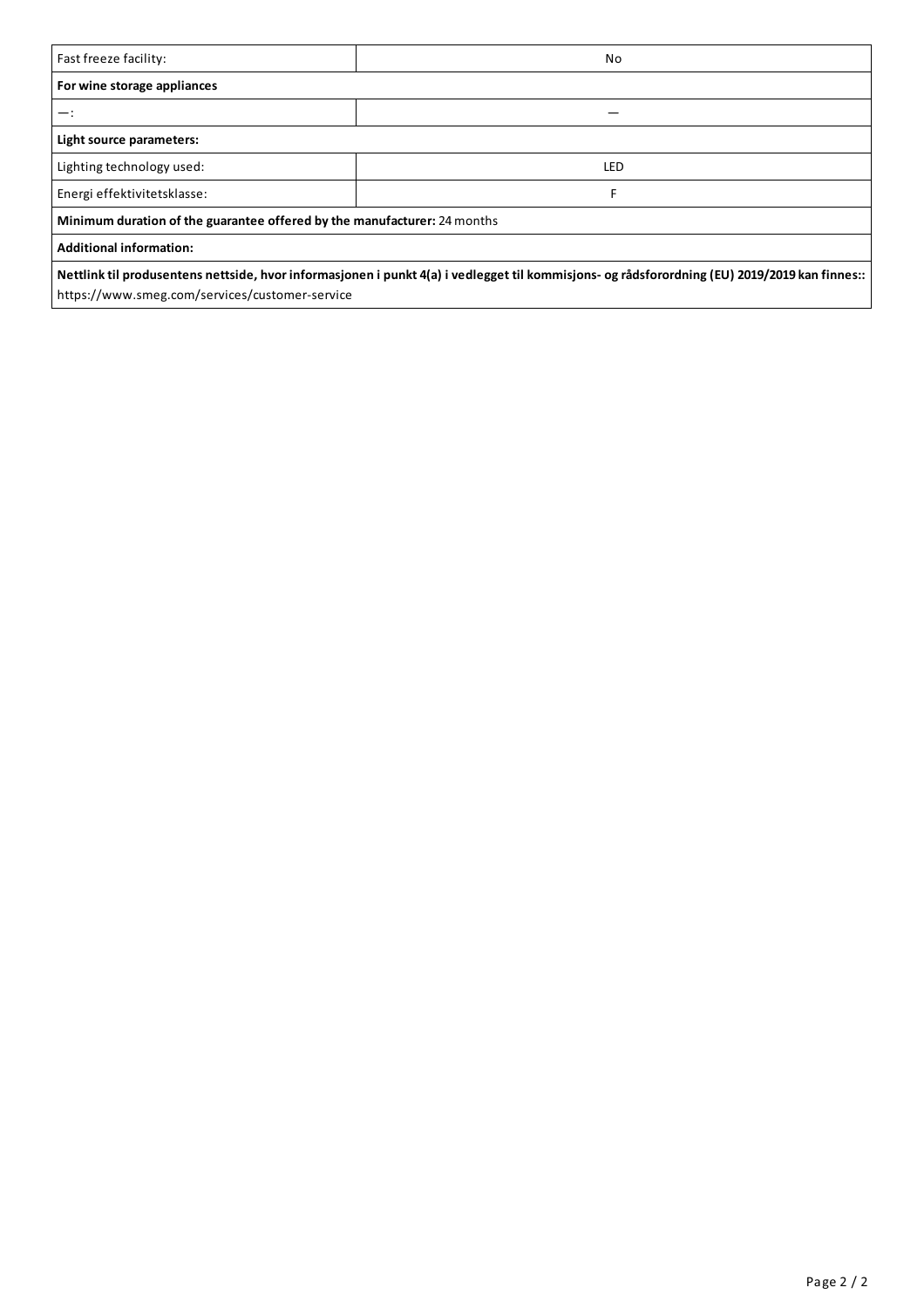| | |
|---|---|
| Fast freeze facility: | No |
| **For wine storage appliances** | |
| —: | — |
| **Light source parameters:** | |
| Lighting technology used: | LED |
| Energi effektivitetsklasse: | F |
| **Minimum duration of the guarantee offered by the manufacturer:** 24 months | |
| **Additional information:** | |
| **Nettlink til produsentens nettside, hvor informasjonen i punkt 4(a) i vedlegget til kommisjons- og rådsforordning (EU) 2019/2019 kan finnes::** https://www.smeg.com/services/customer-service | |